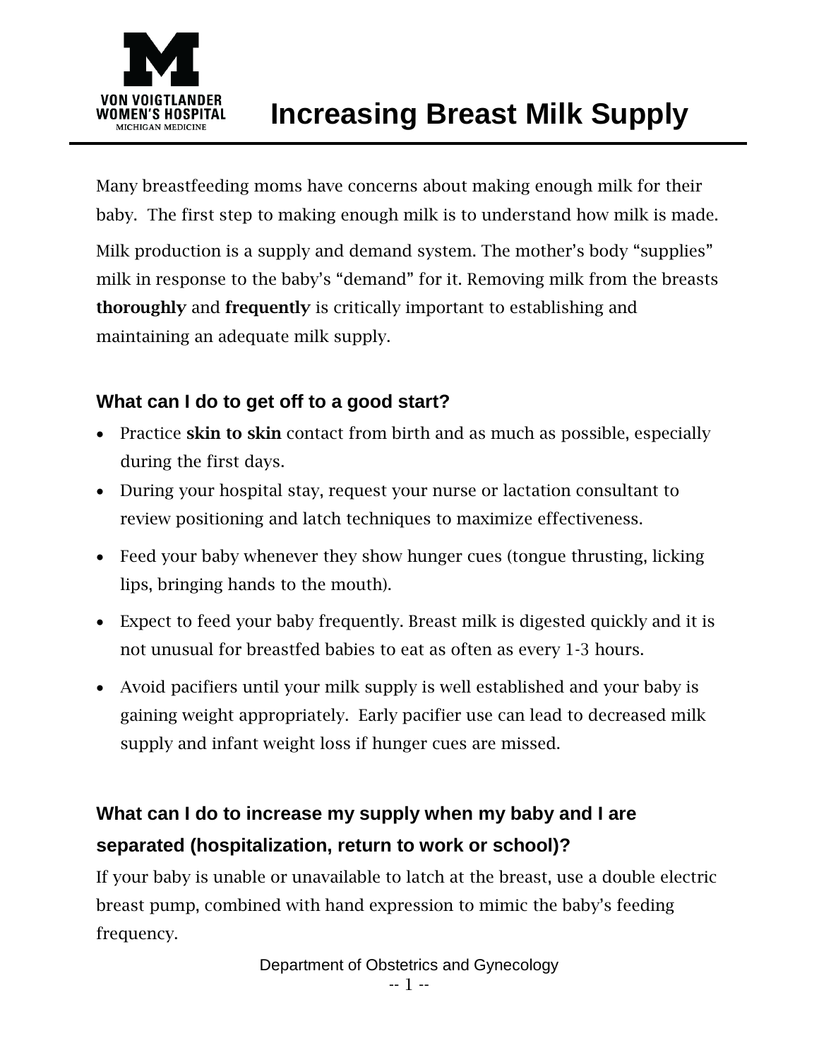VON VOIGTLANDER WOMEN'S HOSPITAL
MICHIGAN MEDICINE

# Increasing Breast Milk Supply

Many breastfeeding moms have concerns about making enough milk for their baby. The first step to making enough milk is to understand how milk is made.

Milk production is a supply and demand system. The mother's body "supplies" milk in response to the baby's "demand" for it. Removing milk from the breasts **thoroughly** and **frequently** is critically important to establishing and maintaining an adequate milk supply.

### What can I do to get off to a good start?

- Practice **skin to skin** contact from birth and as much as possible, especially during the first days.
- During your hospital stay, request your nurse or lactation consultant to review positioning and latch techniques to maximize effectiveness.
- Feed your baby whenever they show hunger cues (tongue thrusting, licking lips, bringing hands to the mouth).
- Expect to feed your baby frequently. Breast milk is digested quickly and it is not unusual for breastfed babies to eat as often as every 1-3 hours.
- Avoid pacifiers until your milk supply is well established and your baby is gaining weight appropriately. Early pacifier use can lead to decreased milk supply and infant weight loss if hunger cues are missed.

### What can I do to increase my supply when my baby and I are separated (hospitalization, return to work or school)?

If your baby is unable or unavailable to latch at the breast, use a double electric breast pump, combined with hand expression to mimic the baby's feeding frequency.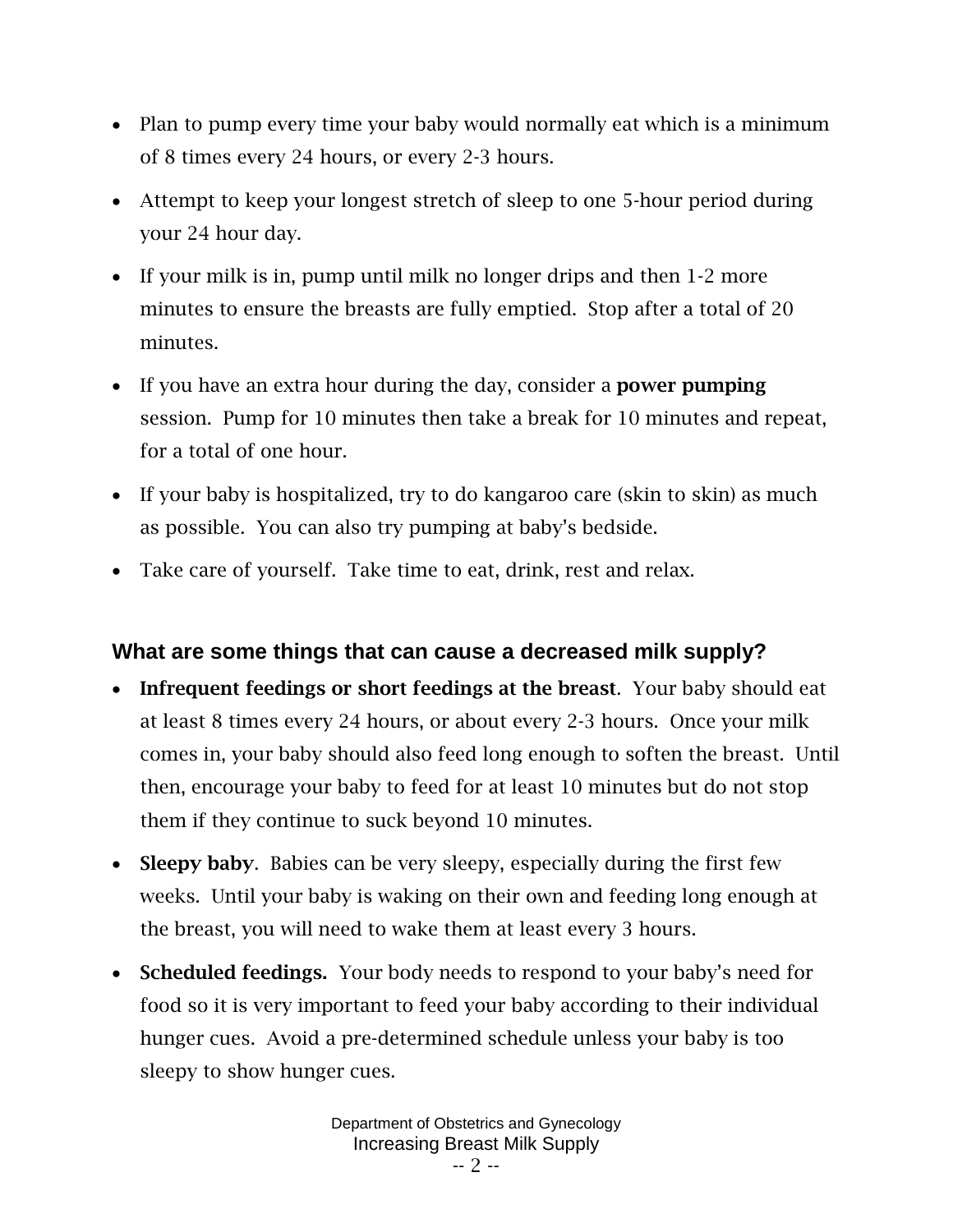- Plan to pump every time your baby would normally eat which is a minimum of 8 times every 24 hours, or every 2-3 hours.
- Attempt to keep your longest stretch of sleep to one 5-hour period during your 24 hour day.
- If your milk is in, pump until milk no longer drips and then 1-2 more minutes to ensure the breasts are fully emptied. Stop after a total of 20 minutes.
- If you have an extra hour during the day, consider a **power pumping** session. Pump for 10 minutes then take a break for 10 minutes and repeat, for a total of one hour.
- If your baby is hospitalized, try to do kangaroo care (skin to skin) as much as possible. You can also try pumping at baby's bedside.
- Take care of yourself. Take time to eat, drink, rest and relax.

## What are some things that can cause a decreased milk supply?

- **Infrequent feedings or short feedings at the breast**. Your baby should eat at least 8 times every 24 hours, or about every 2-3 hours. Once your milk comes in, your baby should also feed long enough to soften the breast. Until then, encourage your baby to feed for at least 10 minutes but do not stop them if they continue to suck beyond 10 minutes.
- **Sleepy baby**. Babies can be very sleepy, especially during the first few weeks. Until your baby is waking on their own and feeding long enough at the breast, you will need to wake them at least every 3 hours.
- **Scheduled feedings.** Your body needs to respond to your baby's need for food so it is very important to feed your baby according to their individual hunger cues. Avoid a pre-determined schedule unless your baby is too sleepy to show hunger cues.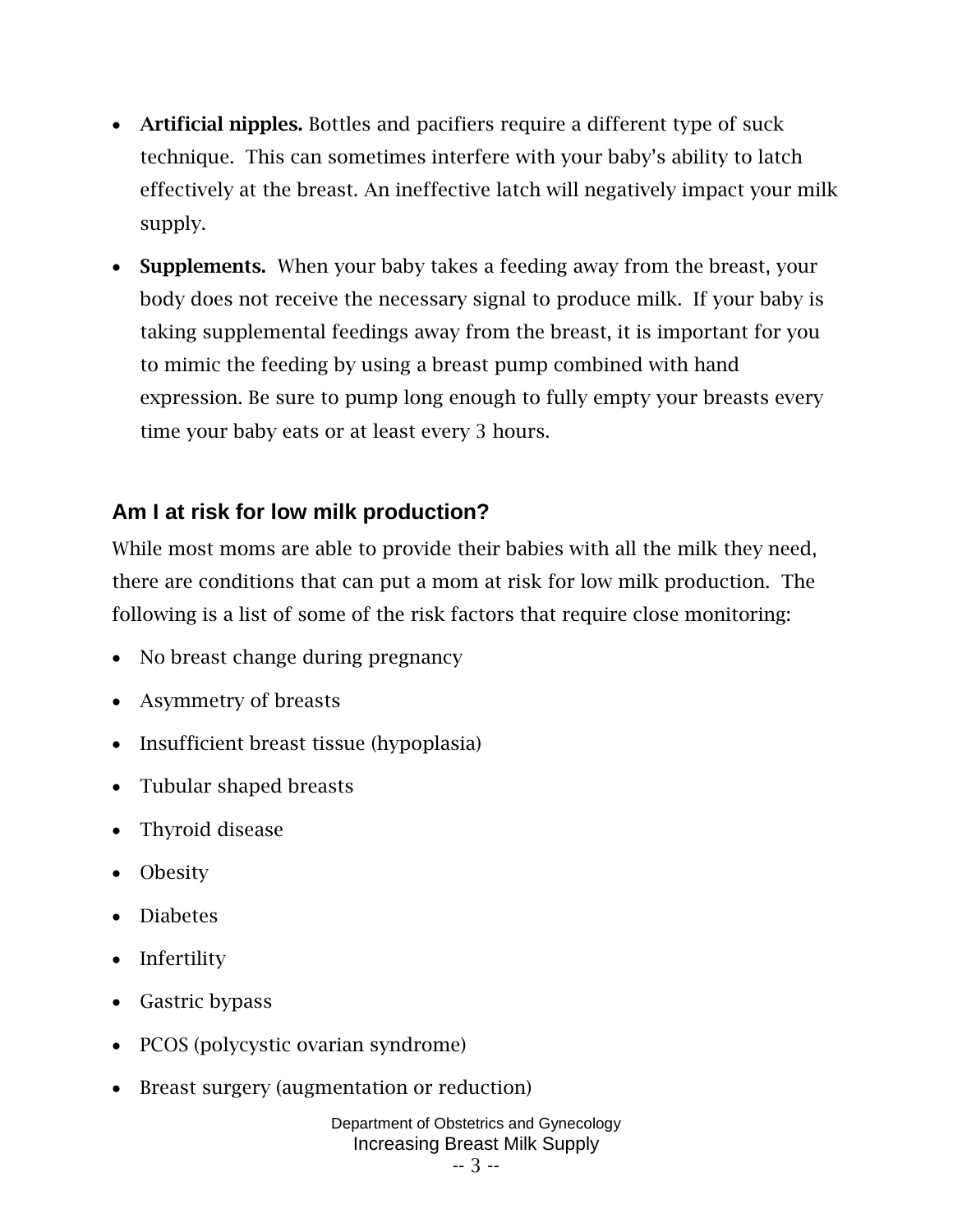- **Artificial nipples.** Bottles and pacifiers require a different type of suck technique. This can sometimes interfere with your baby's ability to latch effectively at the breast. An ineffective latch will negatively impact your milk supply.
- **Supplements.** When your baby takes a feeding away from the breast, your body does not receive the necessary signal to produce milk. If your baby is taking supplemental feedings away from the breast, it is important for you to mimic the feeding by using a breast pump combined with hand expression. Be sure to pump long enough to fully empty your breasts every time your baby eats or at least every 3 hours.

## Am I at risk for low milk production?

While most moms are able to provide their babies with all the milk they need, there are conditions that can put a mom at risk for low milk production. The following is a list of some of the risk factors that require close monitoring:

- No breast change during pregnancy
- Asymmetry of breasts
- Insufficient breast tissue (hypoplasia)
- Tubular shaped breasts
- Thyroid disease
- Obesity
- Diabetes
- Infertility
- Gastric bypass
- PCOS (polycystic ovarian syndrome)
- Breast surgery (augmentation or reduction)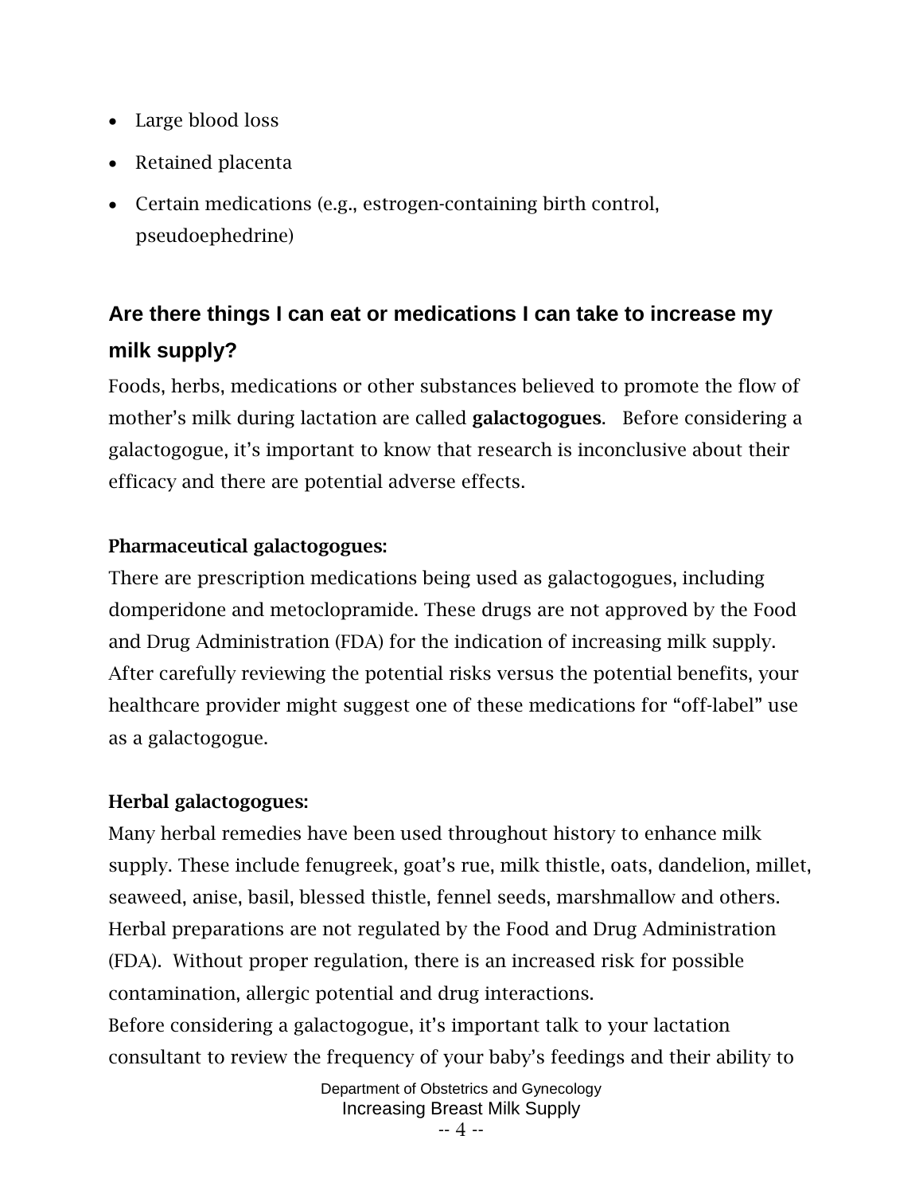- Large blood loss
- Retained placenta
- Certain medications (e.g., estrogen-containing birth control, pseudoephedrine)

## Are there things I can eat or medications I can take to increase my milk supply?

Foods, herbs, medications or other substances believed to promote the flow of mother's milk during lactation are called **galactogogues**. Before considering a galactogogue, it's important to know that research is inconclusive about their efficacy and there are potential adverse effects.

**Pharmaceutical galactogogues:**

There are prescription medications being used as galactogogues, including domperidone and metoclopramide. These drugs are not approved by the Food and Drug Administration (FDA) for the indication of increasing milk supply. After carefully reviewing the potential risks versus the potential benefits, your healthcare provider might suggest one of these medications for "off-label" use as a galactogogue.

**Herbal galactogogues:**

Many herbal remedies have been used throughout history to enhance milk supply. These include fenugreek, goat's rue, milk thistle, oats, dandelion, millet, seaweed, anise, basil, blessed thistle, fennel seeds, marshmallow and others. Herbal preparations are not regulated by the Food and Drug Administration (FDA). Without proper regulation, there is an increased risk for possible contamination, allergic potential and drug interactions.

Before considering a galactogogue, it's important talk to your lactation consultant to review the frequency of your baby's feedings and their ability to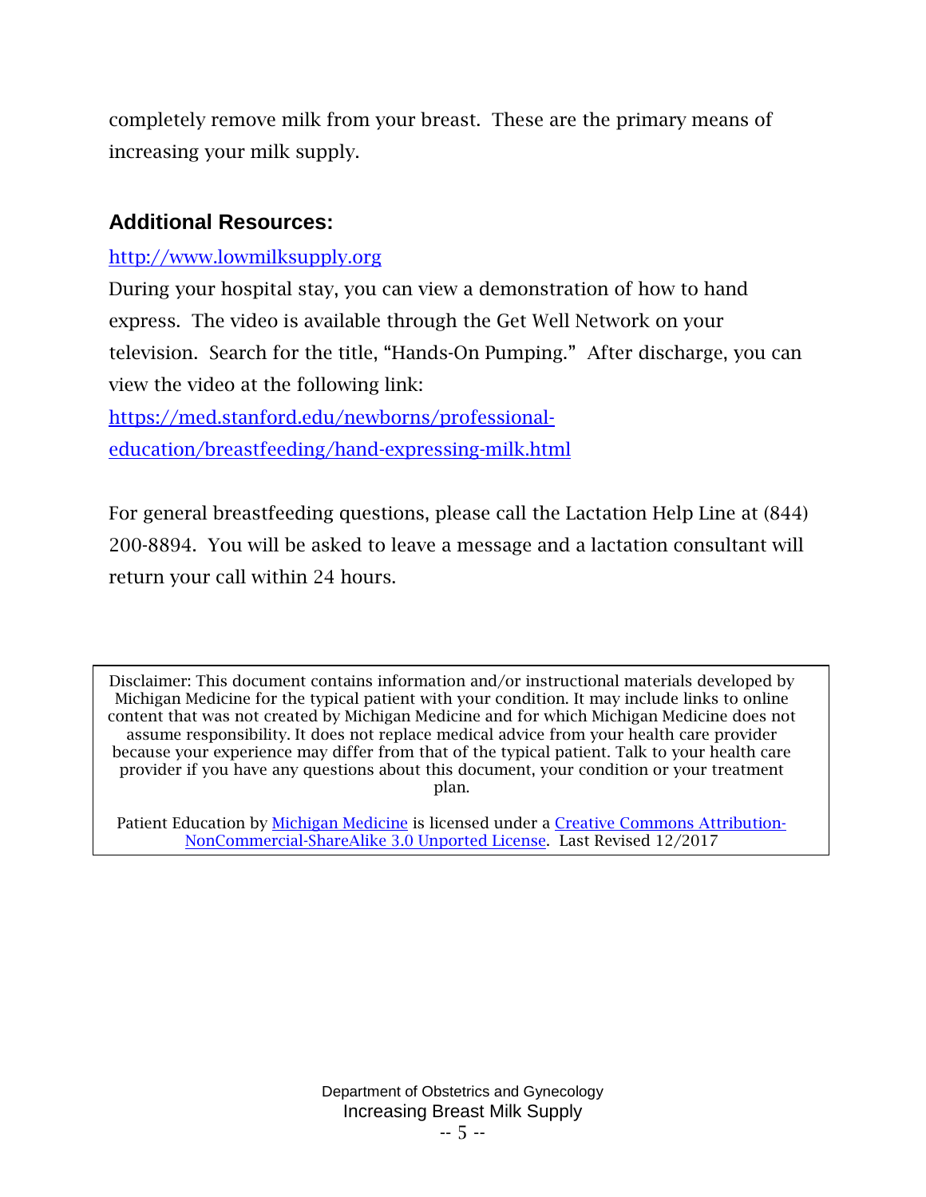completely remove milk from your breast. These are the primary means of increasing your milk supply.

## Additional Resources:

[http://www.lowmilksupply.org](http://www.lowmilksupply.org)

During your hospital stay, you can view a demonstration of how to hand express. The video is available through the Get Well Network on your television. Search for the title, "Hands-On Pumping." After discharge, you can view the video at the following link:

[https://med.stanford.edu/newborns/professional-education/breastfeeding/hand-expressing-milk.html](https://med.stanford.edu/newborns/professional-education/breastfeeding/hand-expressing-milk.html)

For general breastfeeding questions, please call the Lactation Help Line at (844) 200-8894. You will be asked to leave a message and a lactation consultant will return your call within 24 hours.

---

Disclaimer: This document contains information and/or instructional materials developed by Michigan Medicine for the typical patient with your condition. It may include links to online content that was not created by Michigan Medicine and for which Michigan Medicine does not assume responsibility. It does not replace medical advice from your health care provider because your experience may differ from that of the typical patient. Talk to your health care provider if you have any questions about this document, your condition or your treatment plan.

Patient Education by Michigan Medicine is licensed under a Creative Commons Attribution-NonCommercial-ShareAlike 3.0 Unported License. Last Revised 12/2017

---